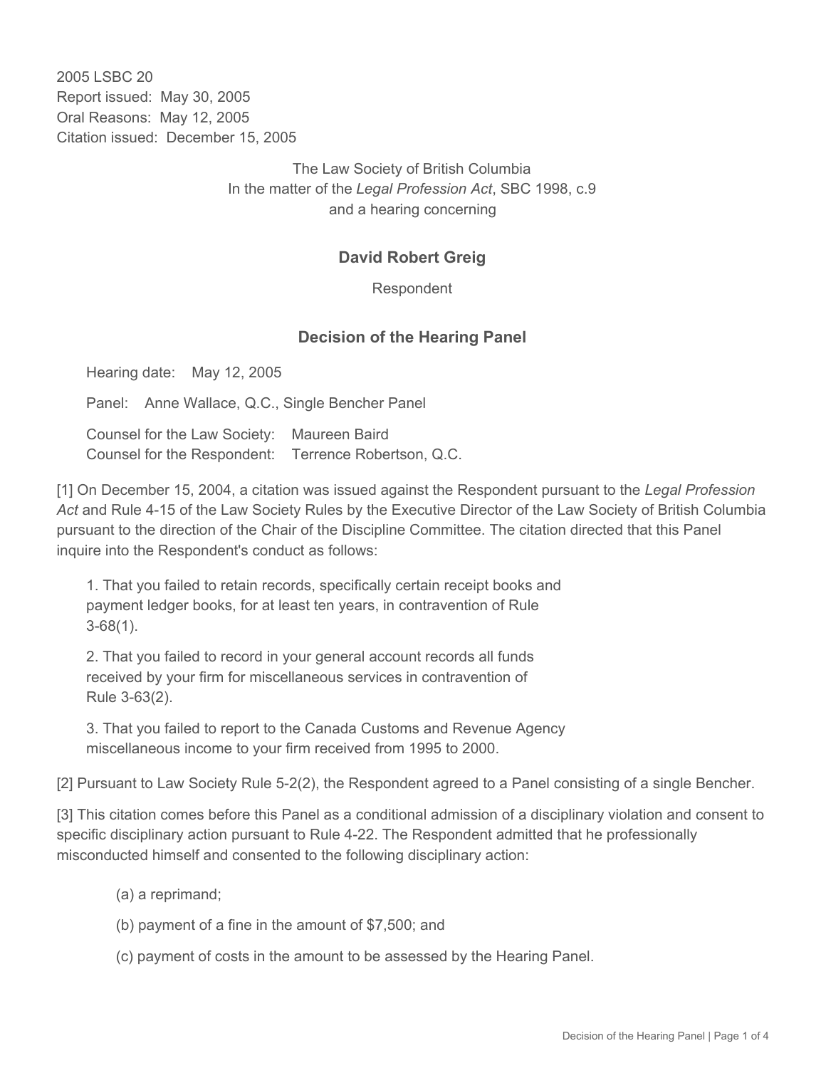2005 LSBC 20
Report issued: May 30, 2005
Oral Reasons: May 12, 2005
Citation issued: December 15, 2005

The Law Society of British Columbia
In the matter of the *Legal Profession Act*, SBC 1998, c.9
and a hearing concerning

## David Robert Greig

Respondent

## Decision of the Hearing Panel

Hearing date: May 12, 2005

Panel: Anne Wallace, Q.C., Single Bencher Panel

Counsel for the Law Society: Maureen Baird
Counsel for the Respondent: Terrence Robertson, Q.C.

[1] On December 15, 2004, a citation was issued against the Respondent pursuant to the *Legal Profession Act* and Rule 4-15 of the Law Society Rules by the Executive Director of the Law Society of British Columbia pursuant to the direction of the Chair of the Discipline Committee. The citation directed that this Panel inquire into the Respondent's conduct as follows:

> 1. That you failed to retain records, specifically certain receipt books and payment ledger books, for at least ten years, in contravention of Rule 3-68(1).
>
> 2. That you failed to record in your general account records all funds received by your firm for miscellaneous services in contravention of Rule 3-63(2).
>
> 3. That you failed to report to the Canada Customs and Revenue Agency miscellaneous income to your firm received from 1995 to 2000.

[2] Pursuant to Law Society Rule 5-2(2), the Respondent agreed to a Panel consisting of a single Bencher.

[3] This citation comes before this Panel as a conditional admission of a disciplinary violation and consent to specific disciplinary action pursuant to Rule 4-22. The Respondent admitted that he professionally misconducted himself and consented to the following disciplinary action:

> (a) a reprimand;
>
> (b) payment of a fine in the amount of $7,500; and
>
> (c) payment of costs in the amount to be assessed by the Hearing Panel.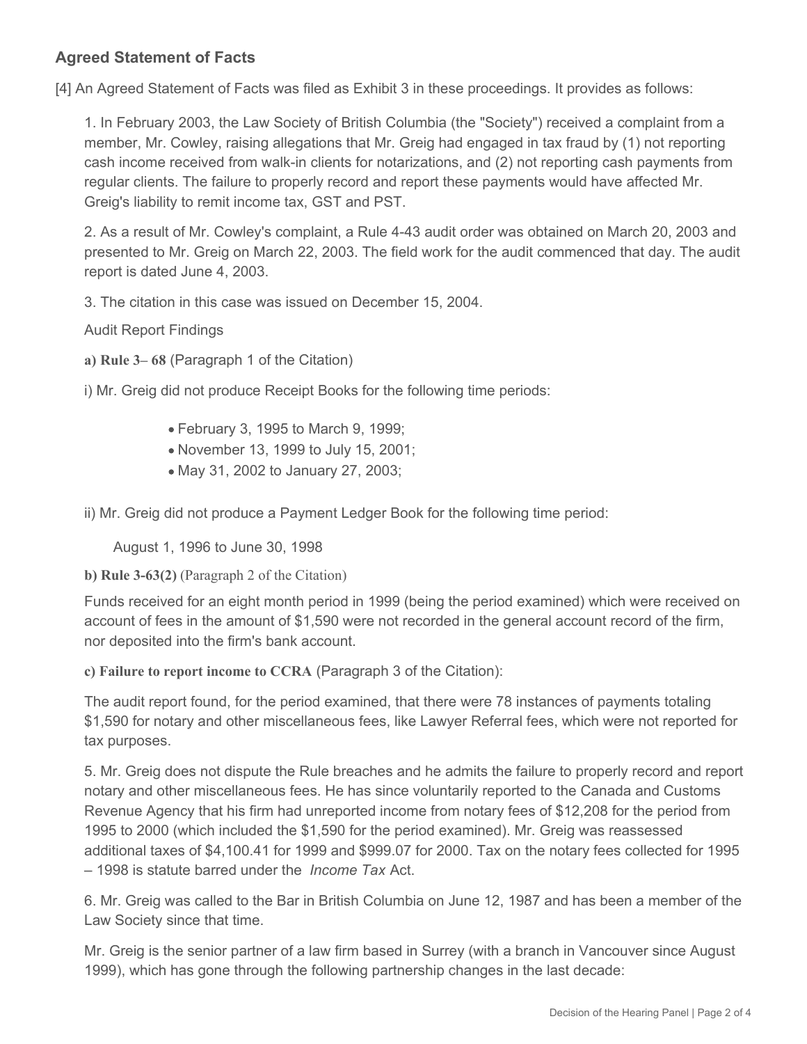## Agreed Statement of Facts

[4] An Agreed Statement of Facts was filed as Exhibit 3 in these proceedings. It provides as follows:

1. In February 2003, the Law Society of British Columbia (the "Society") received a complaint from a member, Mr. Cowley, raising allegations that Mr. Greig had engaged in tax fraud by (1) not reporting cash income received from walk-in clients for notarizations, and (2) not reporting cash payments from regular clients. The failure to properly record and report these payments would have affected Mr. Greig's liability to remit income tax, GST and PST.

2. As a result of Mr. Cowley's complaint, a Rule 4-43 audit order was obtained on March 20, 2003 and presented to Mr. Greig on March 22, 2003. The field work for the audit commenced that day. The audit report is dated June 4, 2003.

3. The citation in this case was issued on December 15, 2004.

Audit Report Findings

**a) Rule 3– 68** (Paragraph 1 of the Citation)

i) Mr. Greig did not produce Receipt Books for the following time periods:

- February 3, 1995 to March 9, 1999;
- November 13, 1999 to July 15, 2001;
- May 31, 2002 to January 27, 2003;

ii) Mr. Greig did not produce a Payment Ledger Book for the following time period:

August 1, 1996 to June 30, 1998

**b) Rule 3-63(2)** (Paragraph 2 of the Citation)

Funds received for an eight month period in 1999 (being the period examined) which were received on account of fees in the amount of $1,590 were not recorded in the general account record of the firm, nor deposited into the firm's bank account.

**c) Failure to report income to CCRA** (Paragraph 3 of the Citation):

The audit report found, for the period examined, that there were 78 instances of payments totaling $1,590 for notary and other miscellaneous fees, like Lawyer Referral fees, which were not reported for tax purposes.

5. Mr. Greig does not dispute the Rule breaches and he admits the failure to properly record and report notary and other miscellaneous fees. He has since voluntarily reported to the Canada and Customs Revenue Agency that his firm had unreported income from notary fees of $12,208 for the period from 1995 to 2000 (which included the $1,590 for the period examined). Mr. Greig was reassessed additional taxes of $4,100.41 for 1999 and $999.07 for 2000. Tax on the notary fees collected for 1995 – 1998 is statute barred under the *Income Tax* Act.

6. Mr. Greig was called to the Bar in British Columbia on June 12, 1987 and has been a member of the Law Society since that time.

Mr. Greig is the senior partner of a law firm based in Surrey (with a branch in Vancouver since August 1999), which has gone through the following partnership changes in the last decade: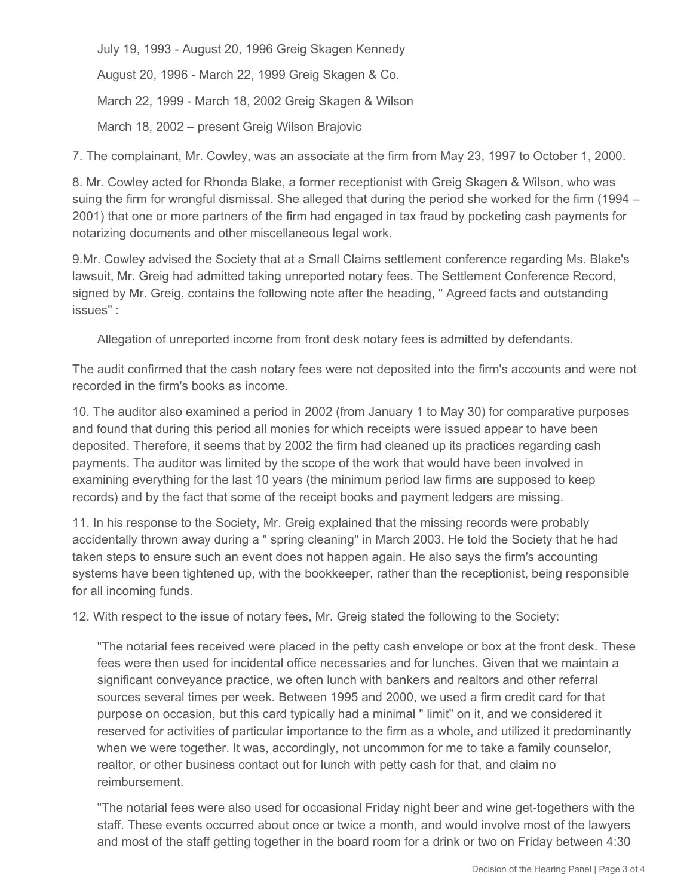July 19, 1993 - August 20, 1996 Greig Skagen Kennedy

August 20, 1996 - March 22, 1999 Greig Skagen & Co.

March 22, 1999 - March 18, 2002 Greig Skagen & Wilson

March 18, 2002 – present Greig Wilson Brajovic

7. The complainant, Mr. Cowley, was an associate at the firm from May 23, 1997 to October 1, 2000.

8. Mr. Cowley acted for Rhonda Blake, a former receptionist with Greig Skagen & Wilson, who was suing the firm for wrongful dismissal. She alleged that during the period she worked for the firm (1994 – 2001) that one or more partners of the firm had engaged in tax fraud by pocketing cash payments for notarizing documents and other miscellaneous legal work.

9.Mr. Cowley advised the Society that at a Small Claims settlement conference regarding Ms. Blake's lawsuit, Mr. Greig had admitted taking unreported notary fees. The Settlement Conference Record, signed by Mr. Greig, contains the following note after the heading, " Agreed facts and outstanding issues" :

> Allegation of unreported income from front desk notary fees is admitted by defendants.

The audit confirmed that the cash notary fees were not deposited into the firm's accounts and were not recorded in the firm's books as income.

10. The auditor also examined a period in 2002 (from January 1 to May 30) for comparative purposes and found that during this period all monies for which receipts were issued appear to have been deposited. Therefore, it seems that by 2002 the firm had cleaned up its practices regarding cash payments. The auditor was limited by the scope of the work that would have been involved in examining everything for the last 10 years (the minimum period law firms are supposed to keep records) and by the fact that some of the receipt books and payment ledgers are missing.

11. In his response to the Society, Mr. Greig explained that the missing records were probably accidentally thrown away during a " spring cleaning" in March 2003. He told the Society that he had taken steps to ensure such an event does not happen again. He also says the firm's accounting systems have been tightened up, with the bookkeeper, rather than the receptionist, being responsible for all incoming funds.

12. With respect to the issue of notary fees, Mr. Greig stated the following to the Society:

> "The notarial fees received were placed in the petty cash envelope or box at the front desk. These fees were then used for incidental office necessaries and for lunches. Given that we maintain a significant conveyance practice, we often lunch with bankers and realtors and other referral sources several times per week. Between 1995 and 2000, we used a firm credit card for that purpose on occasion, but this card typically had a minimal " limit" on it, and we considered it reserved for activities of particular importance to the firm as a whole, and utilized it predominantly when we were together. It was, accordingly, not uncommon for me to take a family counselor, realtor, or other business contact out for lunch with petty cash for that, and claim no reimbursement.
>
> "The notarial fees were also used for occasional Friday night beer and wine get-togethers with the staff. These events occurred about once or twice a month, and would involve most of the lawyers and most of the staff getting together in the board room for a drink or two on Friday between 4:30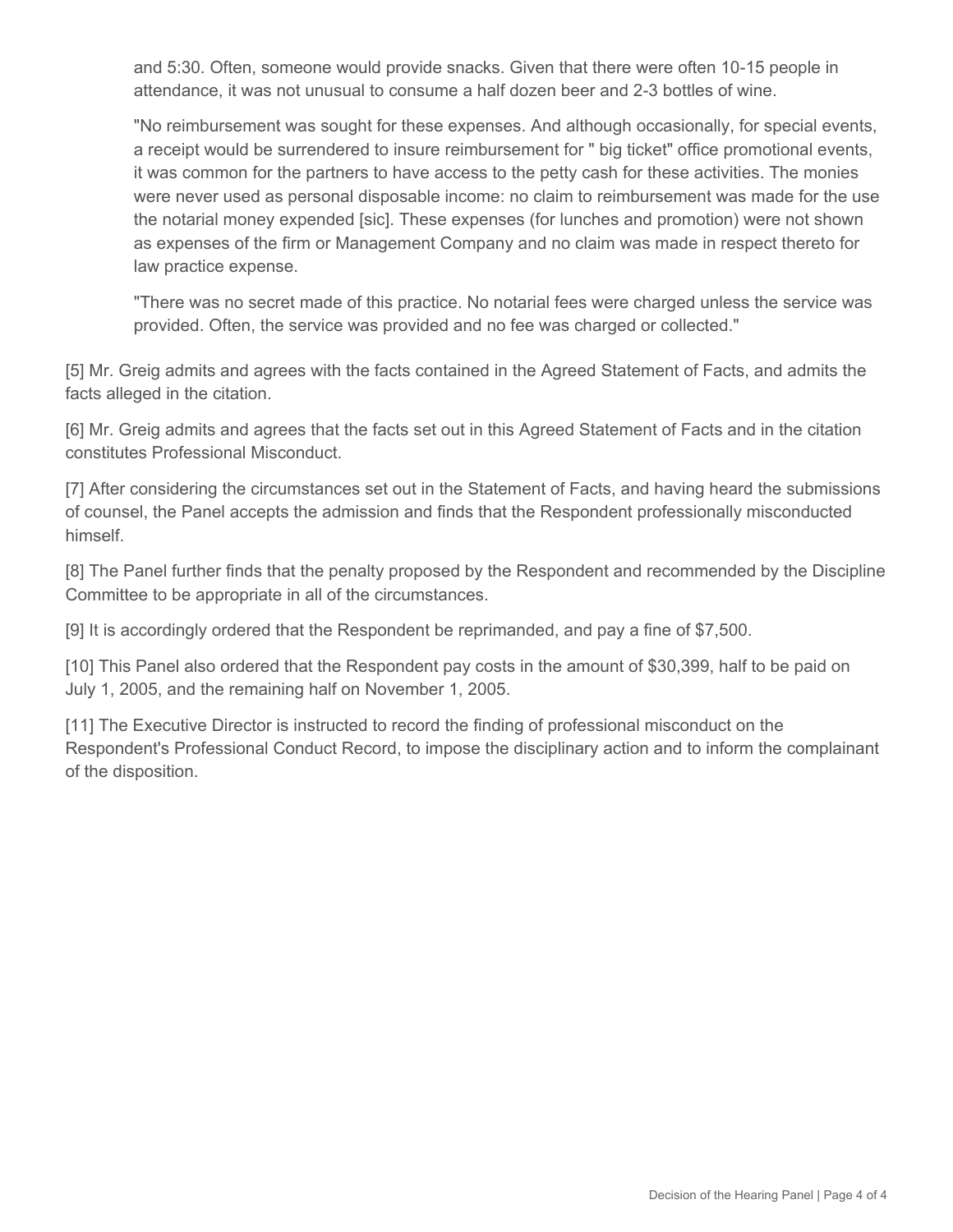and 5:30. Often, someone would provide snacks. Given that there were often 10-15 people in attendance, it was not unusual to consume a half dozen beer and 2-3 bottles of wine.

"No reimbursement was sought for these expenses. And although occasionally, for special events, a receipt would be surrendered to insure reimbursement for " big ticket" office promotional events, it was common for the partners to have access to the petty cash for these activities. The monies were never used as personal disposable income: no claim to reimbursement was made for the use the notarial money expended [sic]. These expenses (for lunches and promotion) were not shown as expenses of the firm or Management Company and no claim was made in respect thereto for law practice expense.

"There was no secret made of this practice. No notarial fees were charged unless the service was provided. Often, the service was provided and no fee was charged or collected."

[5] Mr. Greig admits and agrees with the facts contained in the Agreed Statement of Facts, and admits the facts alleged in the citation.

[6] Mr. Greig admits and agrees that the facts set out in this Agreed Statement of Facts and in the citation constitutes Professional Misconduct.

[7] After considering the circumstances set out in the Statement of Facts, and having heard the submissions of counsel, the Panel accepts the admission and finds that the Respondent professionally misconducted himself.

[8] The Panel further finds that the penalty proposed by the Respondent and recommended by the Discipline Committee to be appropriate in all of the circumstances.

[9] It is accordingly ordered that the Respondent be reprimanded, and pay a fine of $7,500.

[10] This Panel also ordered that the Respondent pay costs in the amount of $30,399, half to be paid on July 1, 2005, and the remaining half on November 1, 2005.

[11] The Executive Director is instructed to record the finding of professional misconduct on the Respondent's Professional Conduct Record, to impose the disciplinary action and to inform the complainant of the disposition.